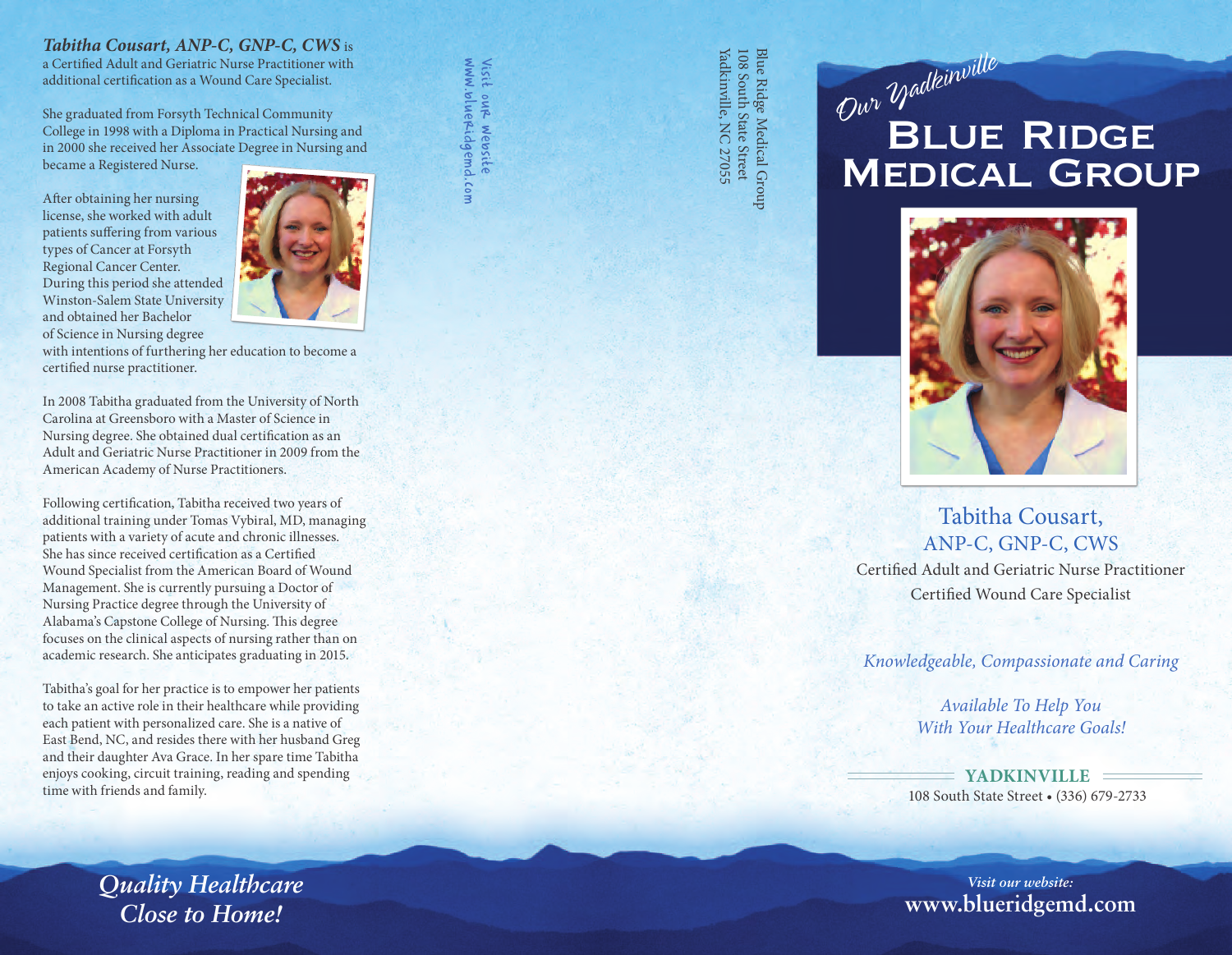***Tabitha Cousart, ANP-C, GNP-C, CWS*** is a Certified Adult and Geriatric Nurse Practitioner with additional certification as a Wound Care Specialist.

She graduated from Forsyth Technical Community College in 1998 with a Diploma in Practical Nursing and in 2000 she received her Associate Degree in Nursing and became a Registered Nurse.

After obtaining her nursing license, she worked with adult patients suffering from various types of Cancer at Forsyth Regional Cancer Center. During this period she attended Winston-Salem State University and obtained her Bachelor of Science in Nursing degree with intentions of furthering her education to become a certified nurse practitioner.

In 2008 Tabitha graduated from the University of North Carolina at Greensboro with a Master of Science in Nursing degree. She obtained dual certification as an Adult and Geriatric Nurse Practitioner in 2009 from the American Academy of Nurse Practitioners.

Following certification, Tabitha received two years of additional training under Tomas Vybiral, MD, managing patients with a variety of acute and chronic illnesses. She has since received certification as a Certified Wound Specialist from the American Board of Wound Management. She is currently pursuing a Doctor of Nursing Practice degree through the University of Alabama's Capstone College of Nursing. This degree focuses on the clinical aspects of nursing rather than on academic research. She anticipates graduating in 2015.

Tabitha's goal for her practice is to empower her patients to take an active role in their healthcare while providing each patient with personalized care. She is a native of East Bend, NC, and resides there with her husband Greg and their daughter Ava Grace. In her spare time Tabitha enjoys cooking, circuit training, reading and spending time with friends and family.

***Quality Healthcare Close to Home!***

Visit our website
www.blueridgemd.com

Blue Ridge Medical Group
108 South State Street
Yadkinville, NC 27055

*Our Yadkinville*

# Blue Ridge Medical Group

## Tabitha Cousart, ANP-C, GNP-C, CWS

Certified Adult and Geriatric Nurse Practitioner
Certified Wound Care Specialist

*Knowledgeable, Compassionate and Caring*

*Available To Help You With Your Healthcare Goals!*

**YADKINVILLE**
108 South State Street • (336) 679-2733

*Visit our website:*
**www.blueridgemd.com**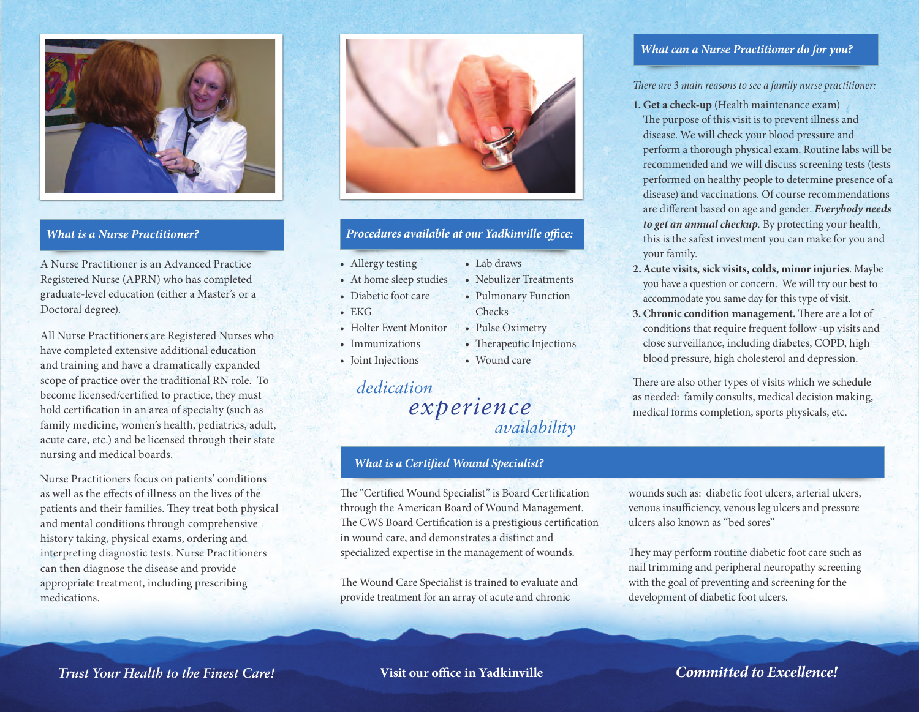## What is a Nurse Practitioner?

A Nurse Practitioner is an Advanced Practice Registered Nurse (APRN) who has completed graduate-level education (either a Master's or a Doctoral degree).

All Nurse Practitioners are Registered Nurses who have completed extensive additional education and training and have a dramatically expanded scope of practice over the traditional RN role. To become licensed/certified to practice, they must hold certification in an area of specialty (such as family medicine, women's health, pediatrics, adult, acute care, etc.) and be licensed through their state nursing and medical boards.

Nurse Practitioners focus on patients' conditions as well as the effects of illness on the lives of the patients and their families. They treat both physical and mental conditions through comprehensive history taking, physical exams, ordering and interpreting diagnostic tests. Nurse Practitioners can then diagnose the disease and provide appropriate treatment, including prescribing medications.

## Procedures available at our Yadkinville office:

- Allergy testing
- At home sleep studies
- Diabetic foot care
- EKG
- Holter Event Monitor
- Immunizations
- Joint Injections
- Lab draws
- Nebulizer Treatments
- Pulmonary Function Checks
- Pulse Oximetry
- Therapeutic Injections
- Wound care

*dedication*
*experience*
*availability*

## What can a Nurse Practitioner do for you?

*There are 3 main reasons to see a family nurse practitioner:*

1. **Get a check-up** (Health maintenance exam)
   The purpose of this visit is to prevent illness and disease. We will check your blood pressure and perform a thorough physical exam. Routine labs will be recommended and we will discuss screening tests (tests performed on healthy people to determine presence of a disease) and vaccinations. Of course recommendations are different based on age and gender. ***Everybody needs to get an annual checkup.*** By protecting your health, this is the safest investment you can make for you and your family.
2. **Acute visits, sick visits, colds, minor injuries**. Maybe you have a question or concern. We will try our best to accommodate you same day for this type of visit.
3. **Chronic condition management.** There are a lot of conditions that require frequent follow -up visits and close surveillance, including diabetes, COPD, high blood pressure, high cholesterol and depression.

There are also other types of visits which we schedule as needed: family consults, medical decision making, medical forms completion, sports physicals, etc.

## What is a Certified Wound Specialist?

The "Certified Wound Specialist" is Board Certification through the American Board of Wound Management. The CWS Board Certification is a prestigious certification in wound care, and demonstrates a distinct and specialized expertise in the management of wounds.

The Wound Care Specialist is trained to evaluate and provide treatment for an array of acute and chronic wounds such as: diabetic foot ulcers, arterial ulcers, venous insufficiency, venous leg ulcers and pressure ulcers also known as "bed sores"

They may perform routine diabetic foot care such as nail trimming and peripheral neuropathy screening with the goal of preventing and screening for the development of diabetic foot ulcers.

*Trust Your Health to the Finest Care!*

**Visit our office in Yadkinville**

***Committed to Excellence!***